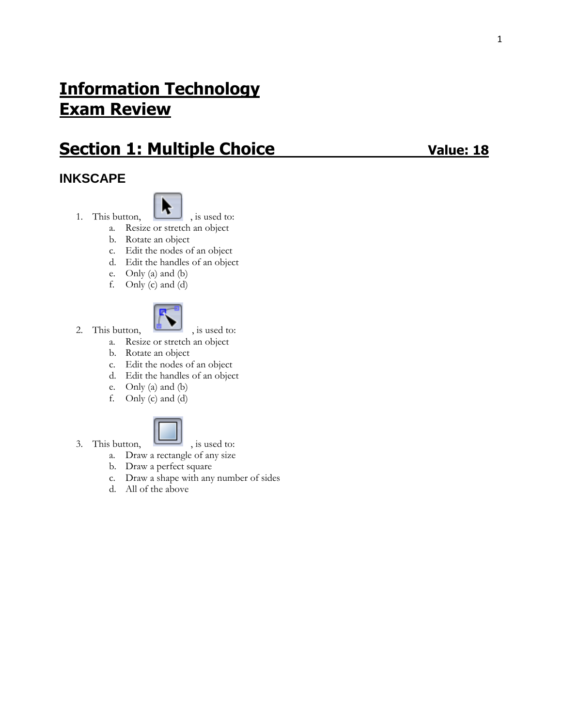# Information Technology
# Exam Review

## Section 1: Multiple Choice Value: 18

### INKSCAPE

1. This button, , is used to:
    a. Resize or stretch an object
    b. Rotate an object
    c. Edit the nodes of an object
    d. Edit the handles of an object
    e. Only (a) and (b)
    f. Only (c) and (d)

2. This button, , is used to:
    a. Resize or stretch an object
    b. Rotate an object
    c. Edit the nodes of an object
    d. Edit the handles of an object
    e. Only (a) and (b)
    f. Only (c) and (d)

3. This button, , is used to:
    a. Draw a rectangle of any size
    b. Draw a perfect square
    c. Draw a shape with any number of sides
    d. All of the above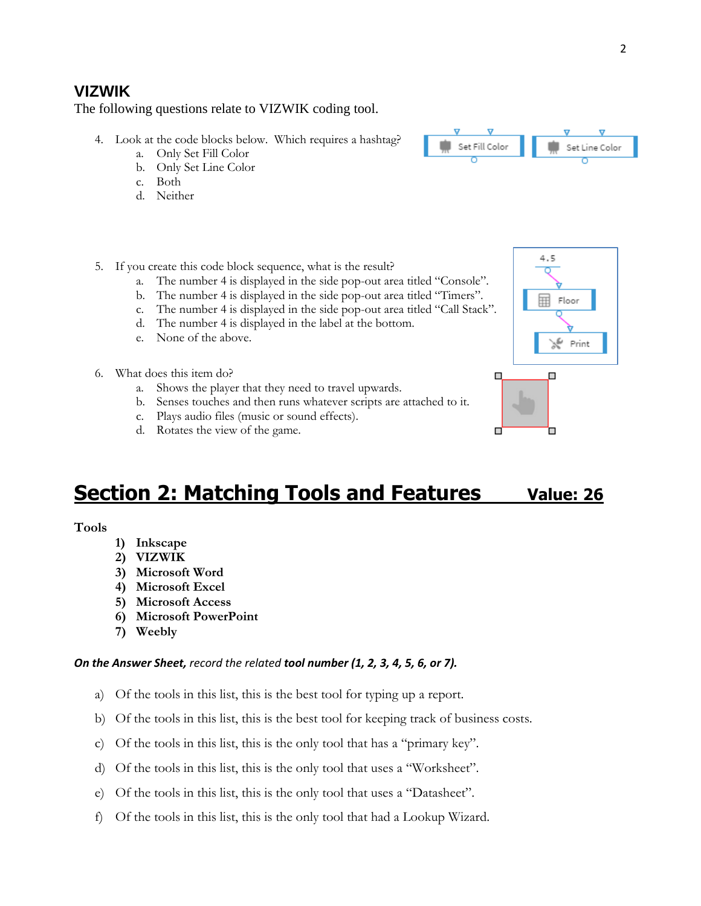## VIZWIK

The following questions relate to VIZWIK coding tool.

4. Look at the code blocks below. Which requires a hashtag?
   a. Only Set Fill Color
   b. Only Set Line Color
   c. Both
   d. Neither

5. If you create this code block sequence, what is the result?
   a. The number 4 is displayed in the side pop-out area titled “Console”.
   b. The number 4 is displayed in the side pop-out area titled “Timers”.
   c. The number 4 is displayed in the side pop-out area titled “Call Stack”.
   d. The number 4 is displayed in the label at the bottom.
   e. None of the above.

6. What does this item do?
   a. Shows the player that they need to travel upwards.
   b. Senses touches and then runs whatever scripts are attached to it.
   c. Plays audio files (music or sound effects).
   d. Rotates the view of the game.

## Section 2: Matching Tools and Features      Value: 26

**Tools**

1) **Inkscape**
2) **VIZWIK**
3) **Microsoft Word**
4) **Microsoft Excel**
5) **Microsoft Access**
6) **Microsoft PowerPoint**
7) **Weebly**

***On the Answer Sheet,*** *record the related* ***tool number (1, 2, 3, 4, 5, 6, or 7).***

a) Of the tools in this list, this is the best tool for typing up a report.

b) Of the tools in this list, this is the best tool for keeping track of business costs.

c) Of the tools in this list, this is the only tool that has a “primary key”.

d) Of the tools in this list, this is the only tool that uses a “Worksheet”.

e) Of the tools in this list, this is the only tool that uses a “Datasheet”.

f) Of the tools in this list, this is the only tool that had a Lookup Wizard.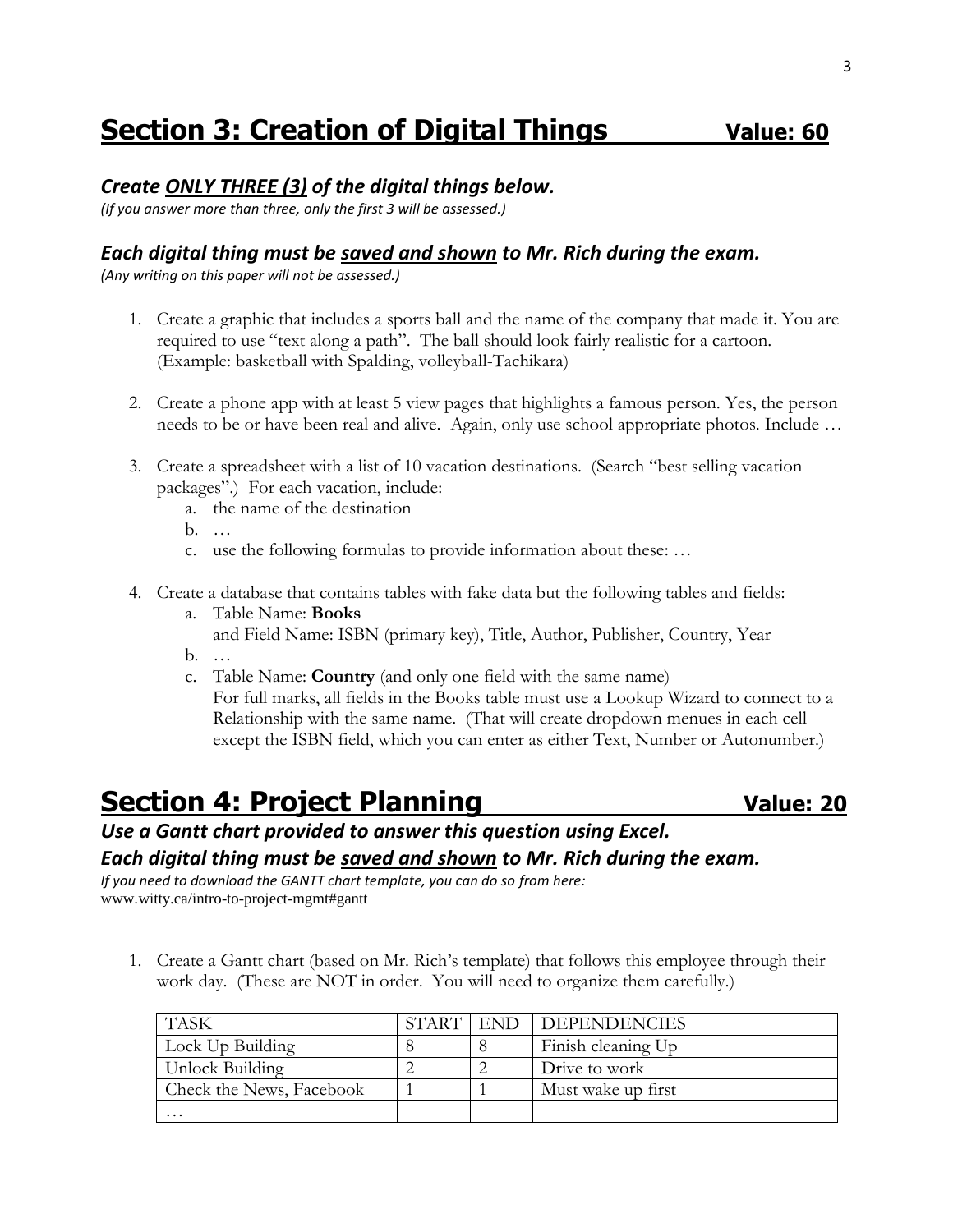# Section 3: Creation of Digital Things                Value: 60

### *Create ONLY THREE (3) of the digital things below.*

*(If you answer more than three, only the first 3 will be assessed.)*

### *Each digital thing must be saved and shown to Mr. Rich during the exam.*

*(Any writing on this paper will not be assessed.)*

1. Create a graphic that includes a sports ball and the name of the company that made it. You are required to use "text along a path". The ball should look fairly realistic for a cartoon. (Example: basketball with Spalding, volleyball-Tachikara)

2. Create a phone app with at least 5 view pages that highlights a famous person. Yes, the person needs to be or have been real and alive. Again, only use school appropriate photos. Include …

3. Create a spreadsheet with a list of 10 vacation destinations. (Search "best selling vacation packages".) For each vacation, include:
   a. the name of the destination
   b. …
   c. use the following formulas to provide information about these: …

4. Create a database that contains tables with fake data but the following tables and fields:
   a. Table Name: **Books**
      and Field Name: ISBN (primary key), Title, Author, Publisher, Country, Year
   b. …
   c. Table Name: **Country** (and only one field with the same name)
      For full marks, all fields in the Books table must use a Lookup Wizard to connect to a Relationship with the same name. (That will create dropdown menues in each cell except the ISBN field, which you can enter as either Text, Number or Autonumber.)

# Section 4: Project Planning                Value: 20

### *Use a Gantt chart provided to answer this question using Excel.*

### *Each digital thing must be saved and shown to Mr. Rich during the exam.*

*If you need to download the GANTT chart template, you can do so from here:*
www.witty.ca/intro-to-project-mgmt#gantt

1. Create a Gantt chart (based on Mr. Rich's template) that follows this employee through their work day. (These are NOT in order. You will need to organize them carefully.)

| TASK | START | END | DEPENDENCIES |
|---|---|---|---|
| Lock Up Building | 8 | 8 | Finish cleaning Up |
| Unlock Building | 2 | 2 | Drive to work |
| Check the News, Facebook | 1 | 1 | Must wake up first |
| … | | | |